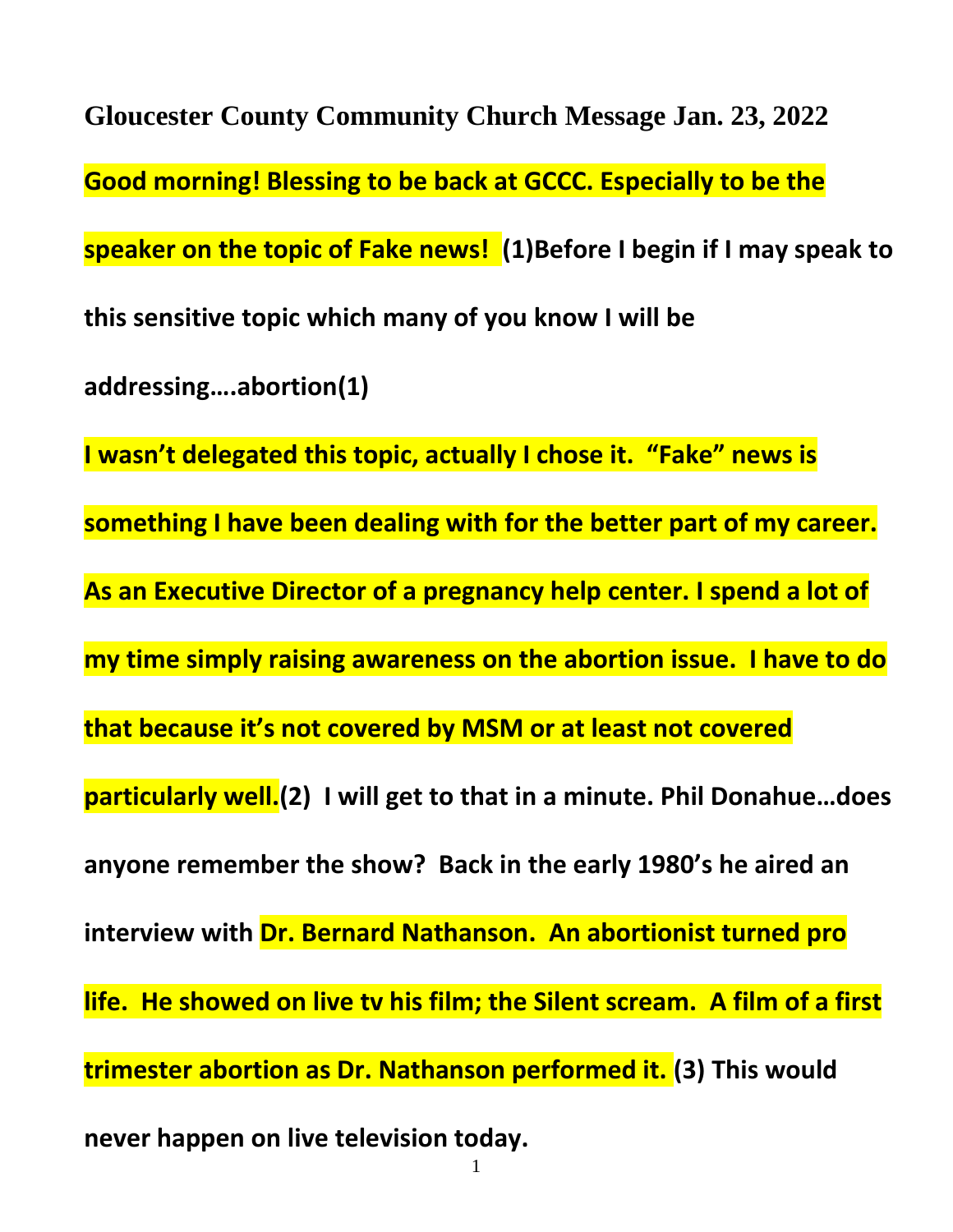# Gloucester County Community Church Message Jan. 23, 2022

**Good morning! Blessing to be back at GCCC. Especially to be the speaker on the topic of Fake news! (1)Before I begin if I may speak to this sensitive topic which many of you know I will be addressing….abortion(1)**

**I wasn't delegated this topic, actually I chose it. "Fake" news is something I have been dealing with for the better part of my career. As an Executive Director of a pregnancy help center. I spend a lot of my time simply raising awareness on the abortion issue. I have to do that because it's not covered by MSM or at least not covered particularly well.(2) I will get to that in a minute. Phil Donahue…does anyone remember the show? Back in the early 1980's he aired an interview with Dr. Bernard Nathanson. An abortionist turned pro life. He showed on live tv his film; the Silent scream. A film of a first trimester abortion as Dr. Nathanson performed it. (3) This would never happen on live television today.**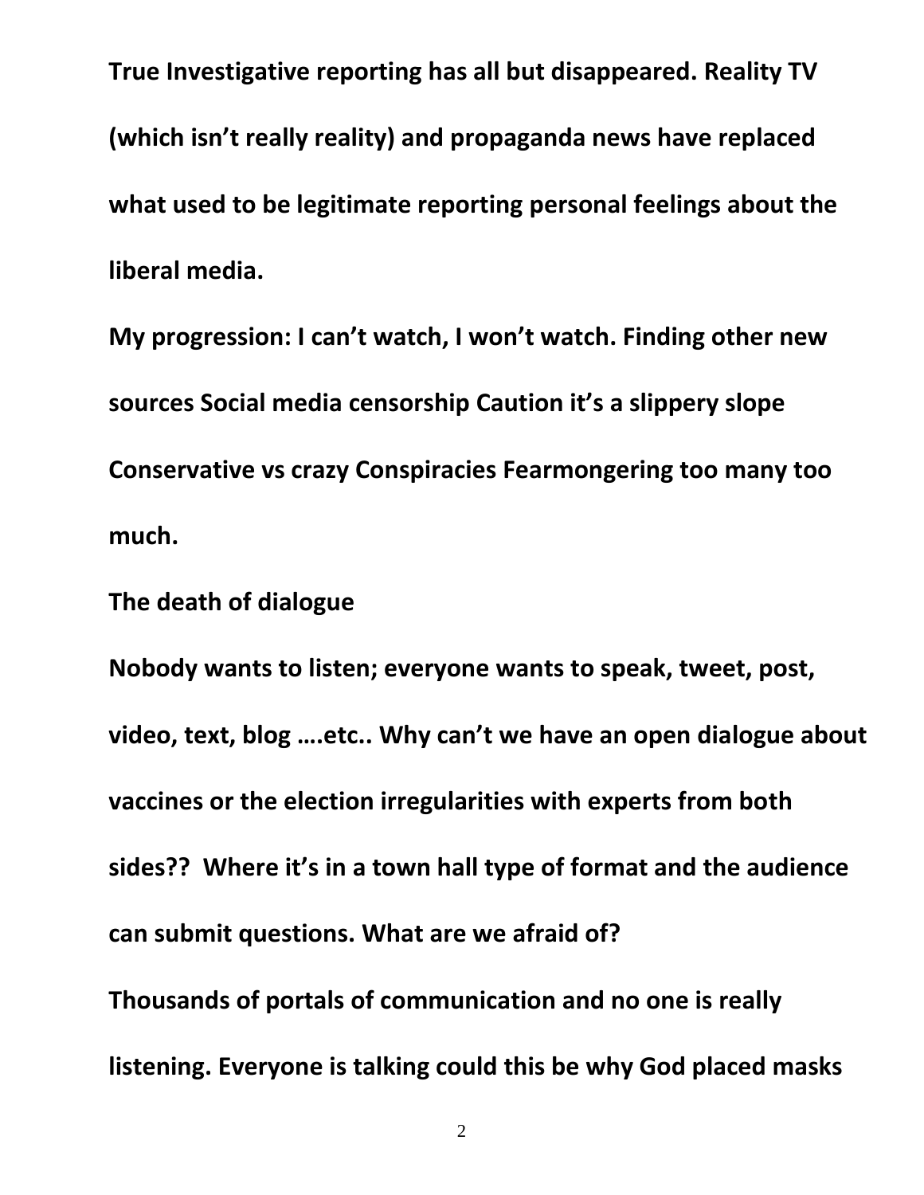**True Investigative reporting has all but disappeared. Reality TV (which isn't really reality) and propaganda news have replaced what used to be legitimate reporting personal feelings about the liberal media.**

**My progression: I can't watch, I won't watch. Finding other new sources Social media censorship Caution it's a slippery slope Conservative vs crazy Conspiracies Fearmongering too many too much.**

**The death of dialogue**

**Nobody wants to listen; everyone wants to speak, tweet, post, video, text, blog ….etc.. Why can't we have an open dialogue about vaccines or the election irregularities with experts from both sides?? Where it's in a town hall type of format and the audience can submit questions. What are we afraid of?**

**Thousands of portals of communication and no one is really listening. Everyone is talking could this be why God placed masks**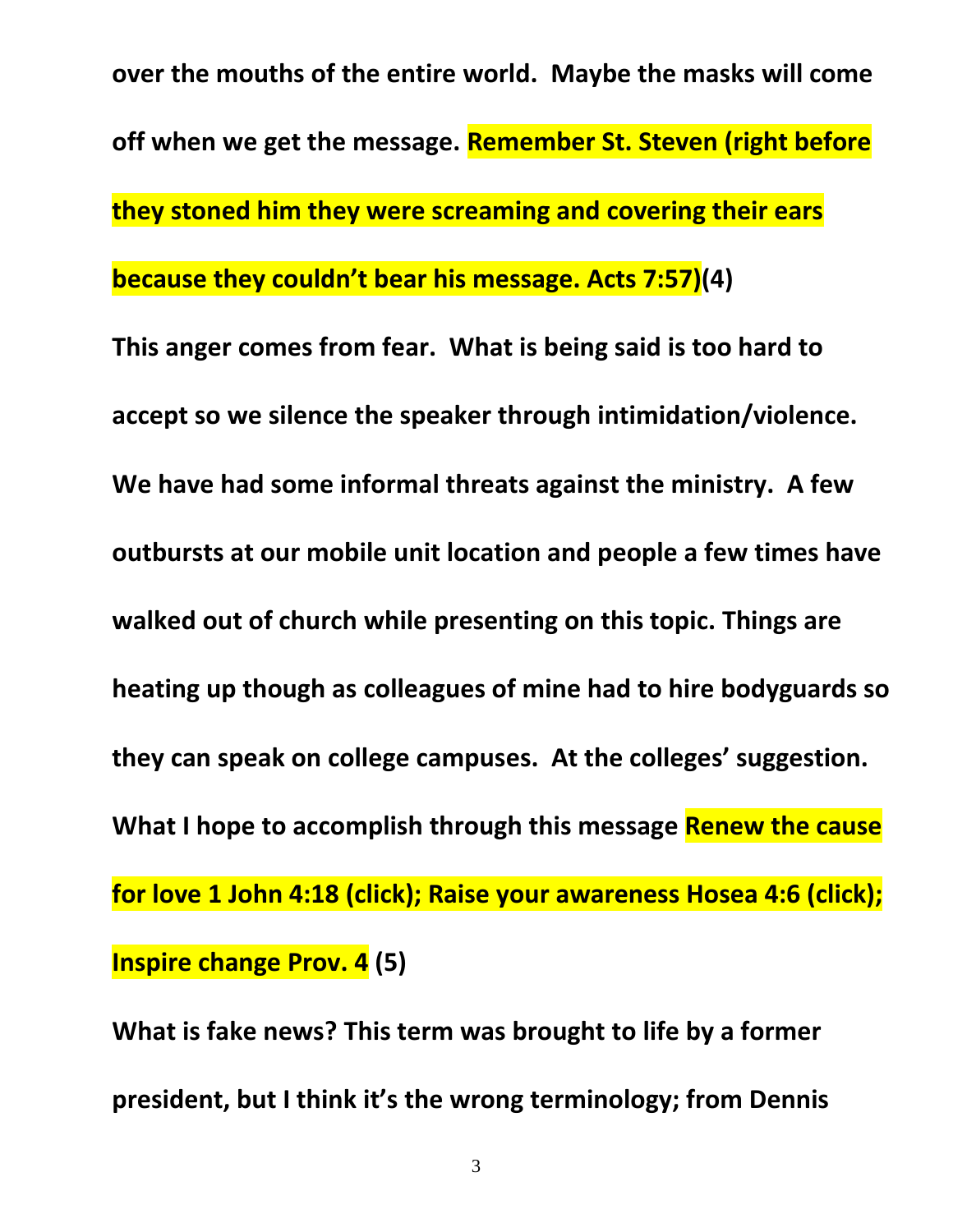**over the mouths of the entire world. Maybe the masks will come off when we get the message. Remember St. Steven (right before they stoned him they were screaming and covering their ears because they couldn't bear his message. Acts 7:57)(4)**

**This anger comes from fear. What is being said is too hard to accept so we silence the speaker through intimidation/violence. We have had some informal threats against the ministry. A few outbursts at our mobile unit location and people a few times have walked out of church while presenting on this topic. Things are heating up though as colleagues of mine had to hire bodyguards so they can speak on college campuses. At the colleges' suggestion. What I hope to accomplish through this message Renew the cause for love 1 John 4:18 (click); Raise your awareness Hosea 4:6 (click); Inspire change Prov. 4 (5)**

**What is fake news? This term was brought to life by a former president, but I think it's the wrong terminology; from Dennis**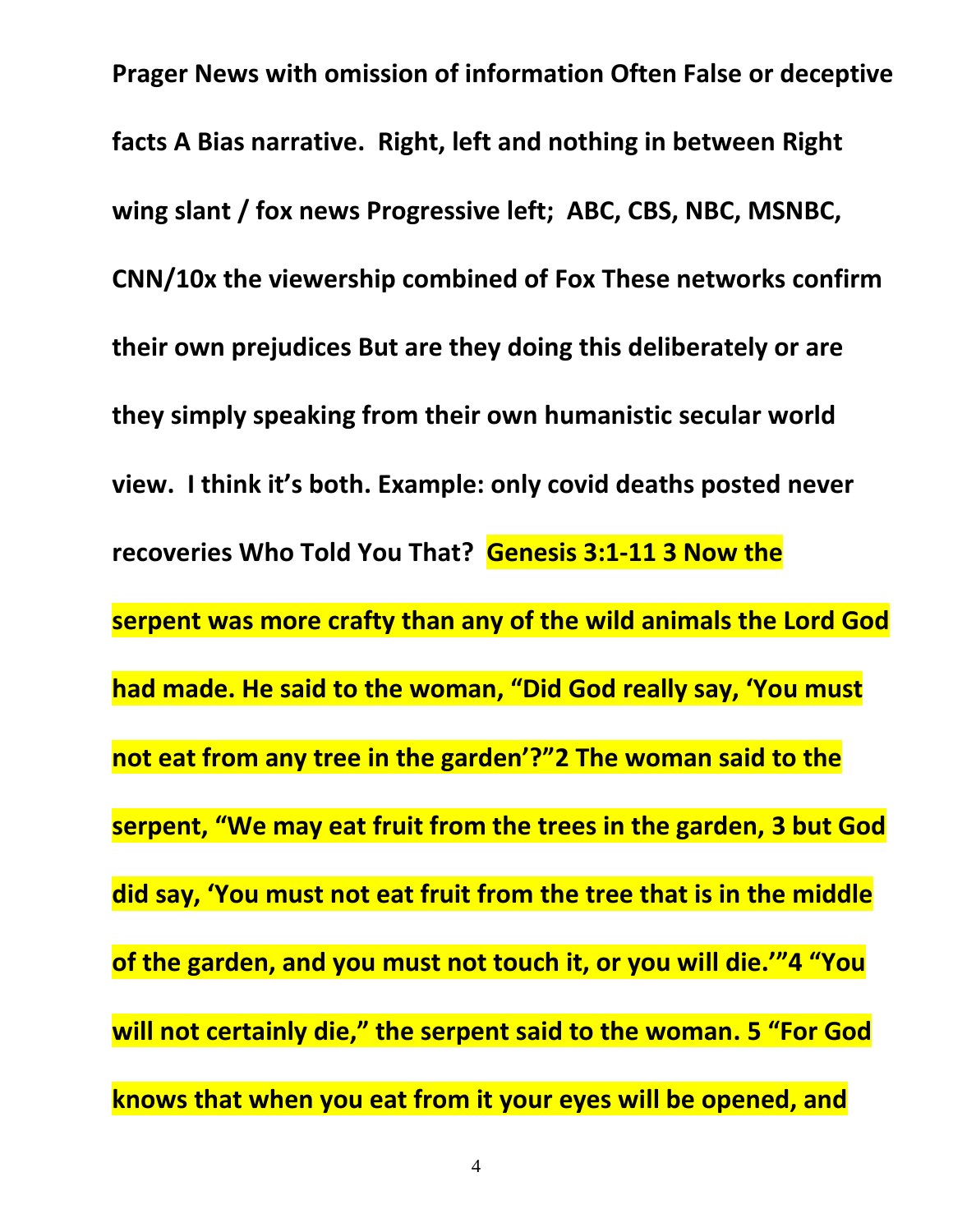**Prager News with omission of information Often False or deceptive facts A Bias narrative. Right, left and nothing in between Right wing slant / fox news Progressive left; ABC, CBS, NBC, MSNBC, CNN/10x the viewership combined of Fox These networks confirm their own prejudices But are they doing this deliberately or are they simply speaking from their own humanistic secular world view. I think it's both. Example: only covid deaths posted never recoveries Who Told You That? Genesis 3:1-11 3 Now the serpent was more crafty than any of the wild animals the Lord God had made. He said to the woman, "Did God really say, 'You must not eat from any tree in the garden'?"2 The woman said to the serpent, "We may eat fruit from the trees in the garden, 3 but God did say, 'You must not eat fruit from the tree that is in the middle of the garden, and you must not touch it, or you will die.'"4 "You will not certainly die," the serpent said to the woman. 5 "For God knows that when you eat from it your eyes will be opened, and**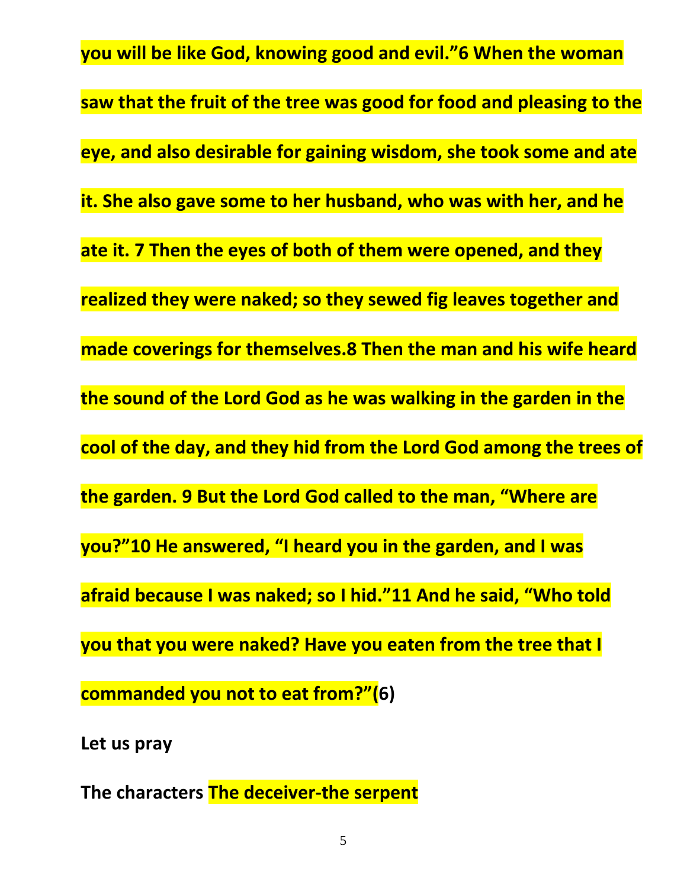**you will be like God, knowing good and evil."6 When the woman saw that the fruit of the tree was good for food and pleasing to the eye, and also desirable for gaining wisdom, she took some and ate it. She also gave some to her husband, who was with her, and he ate it. 7 Then the eyes of both of them were opened, and they realized they were naked; so they sewed fig leaves together and made coverings for themselves.8 Then the man and his wife heard the sound of the Lord God as he was walking in the garden in the cool of the day, and they hid from the Lord God among the trees of the garden. 9 But the Lord God called to the man, "Where are you?"10 He answered, "I heard you in the garden, and I was afraid because I was naked; so I hid."11 And he said, "Who told you that you were naked? Have you eaten from the tree that I commanded you not to eat from?"(6)**

**Let us pray**

**The characters The deceiver-the serpent**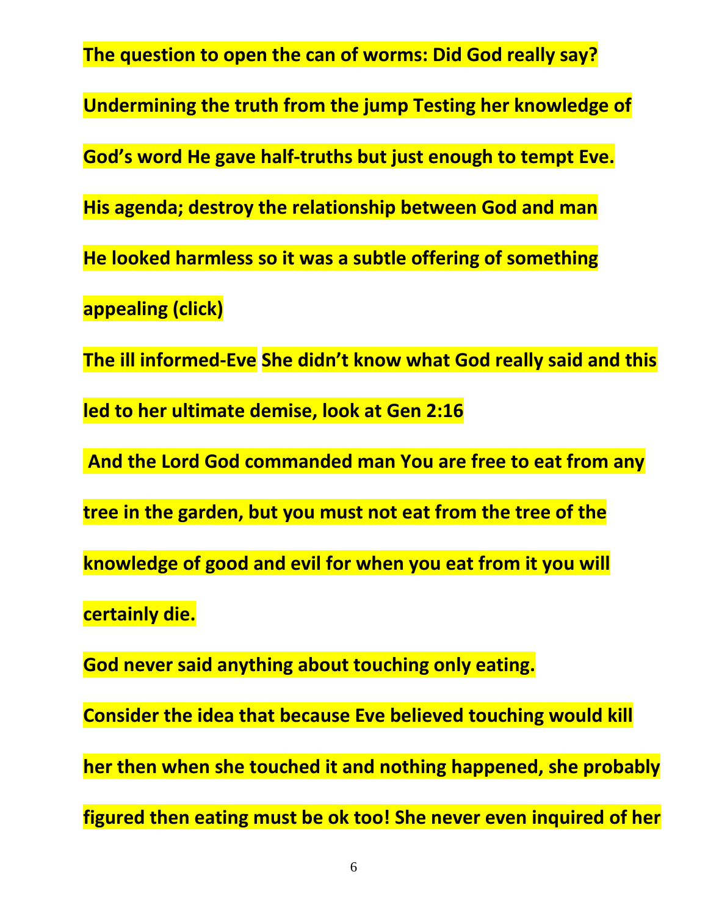**The question to open the can of worms: Did God really say?**

**Undermining the truth from the jump Testing her knowledge of God's word He gave half-truths but just enough to tempt Eve.**

**His agenda; destroy the relationship between God and man**

**He looked harmless so it was a subtle offering of something appealing (click)**

**The ill informed-Eve She didn't know what God really said and this led to her ultimate demise, look at Gen 2:16**

**And the Lord God commanded man You are free to eat from any tree in the garden, but you must not eat from the tree of the knowledge of good and evil for when you eat from it you will certainly die.**

**God never said anything about touching only eating.**

**Consider the idea that because Eve believed touching would kill her then when she touched it and nothing happened, she probably figured then eating must be ok too! She never even inquired of her**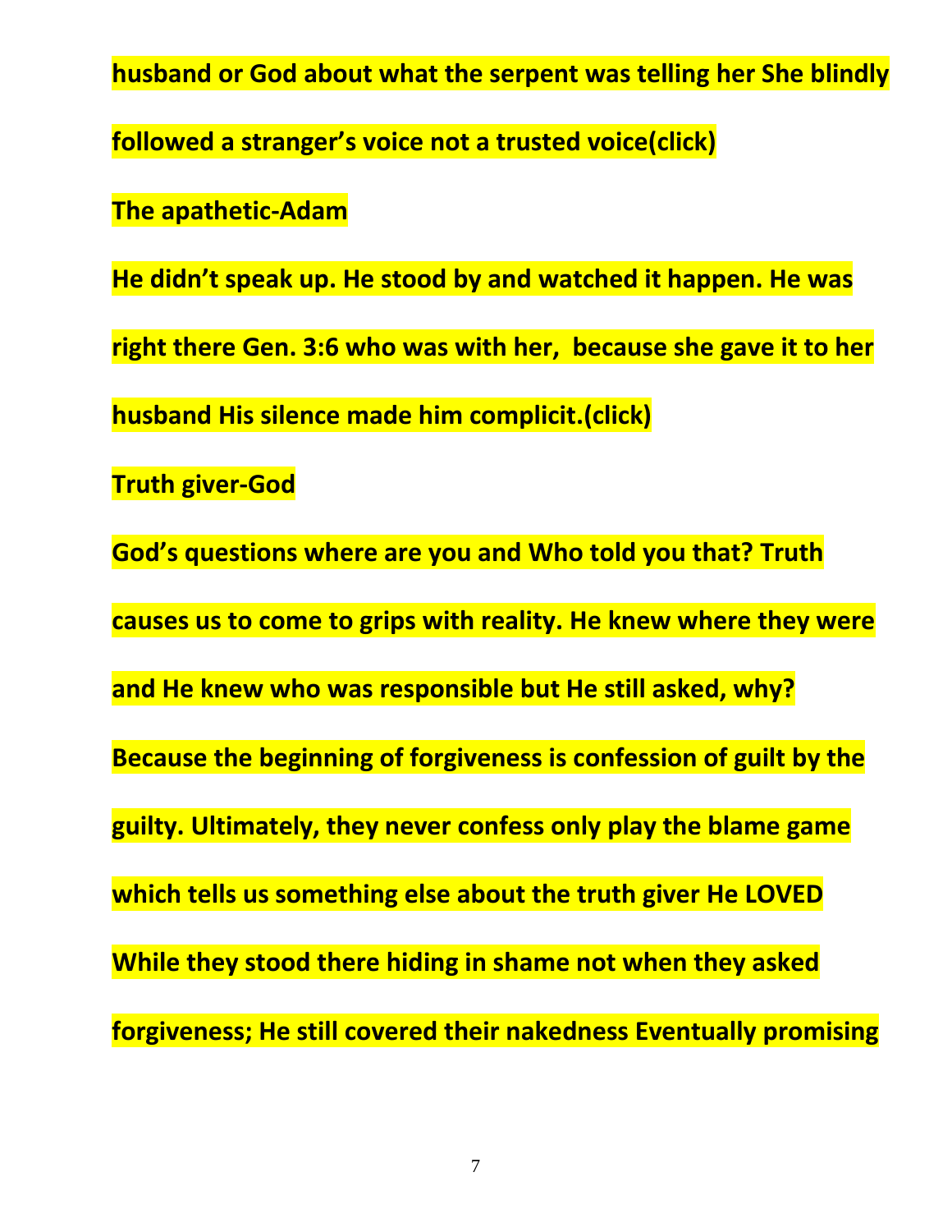**husband or God about what the serpent was telling her She blindly followed a stranger's voice not a trusted voice(click)**

**The apathetic-Adam**

**He didn't speak up. He stood by and watched it happen. He was right there Gen. 3:6 who was with her, because she gave it to her husband His silence made him complicit.(click)**

**Truth giver-God**

**God's questions where are you and Who told you that? Truth causes us to come to grips with reality. He knew where they were and He knew who was responsible but He still asked, why? Because the beginning of forgiveness is confession of guilt by the guilty. Ultimately, they never confess only play the blame game which tells us something else about the truth giver He LOVED While they stood there hiding in shame not when they asked forgiveness; He still covered their nakedness Eventually promising**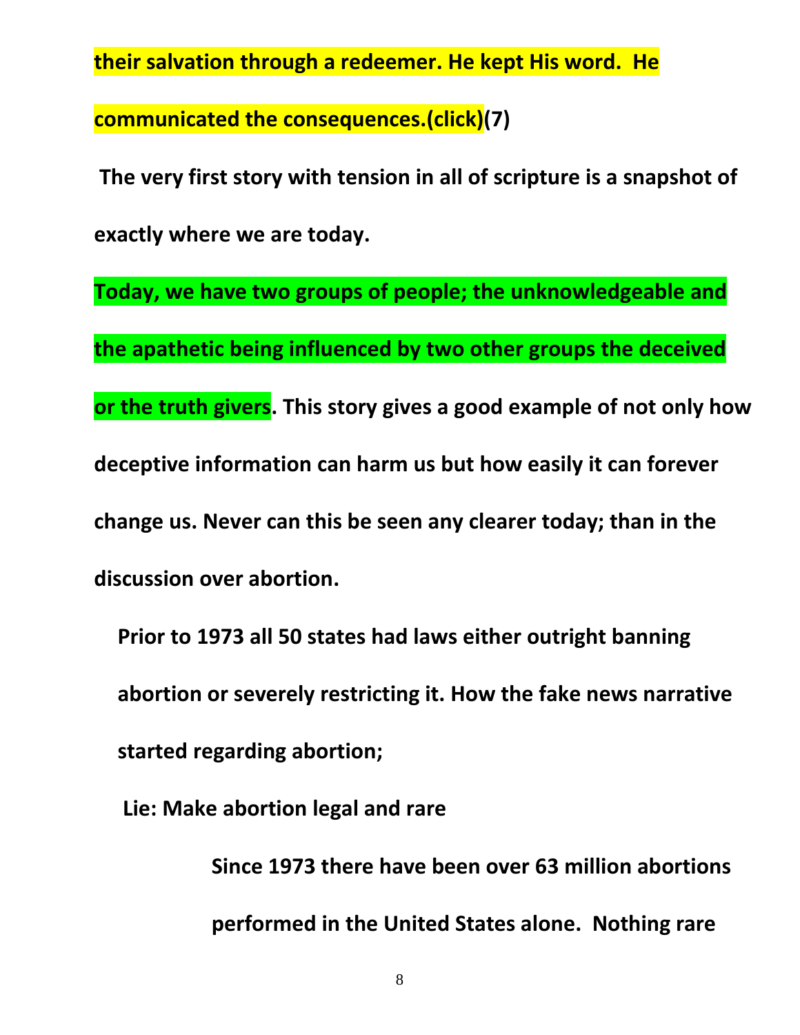**their salvation through a redeemer. He kept His word. He communicated the consequences.(click)(7)**

**The very first story with tension in all of scripture is a snapshot of exactly where we are today.**

**Today, we have two groups of people; the unknowledgeable and the apathetic being influenced by two other groups the deceived or the truth givers. This story gives a good example of not only how deceptive information can harm us but how easily it can forever change us. Never can this be seen any clearer today; than in the discussion over abortion.**

**Prior to 1973 all 50 states had laws either outright banning abortion or severely restricting it. How the fake news narrative started regarding abortion;**

**Lie: Make abortion legal and rare**

**Since 1973 there have been over 63 million abortions performed in the United States alone. Nothing rare**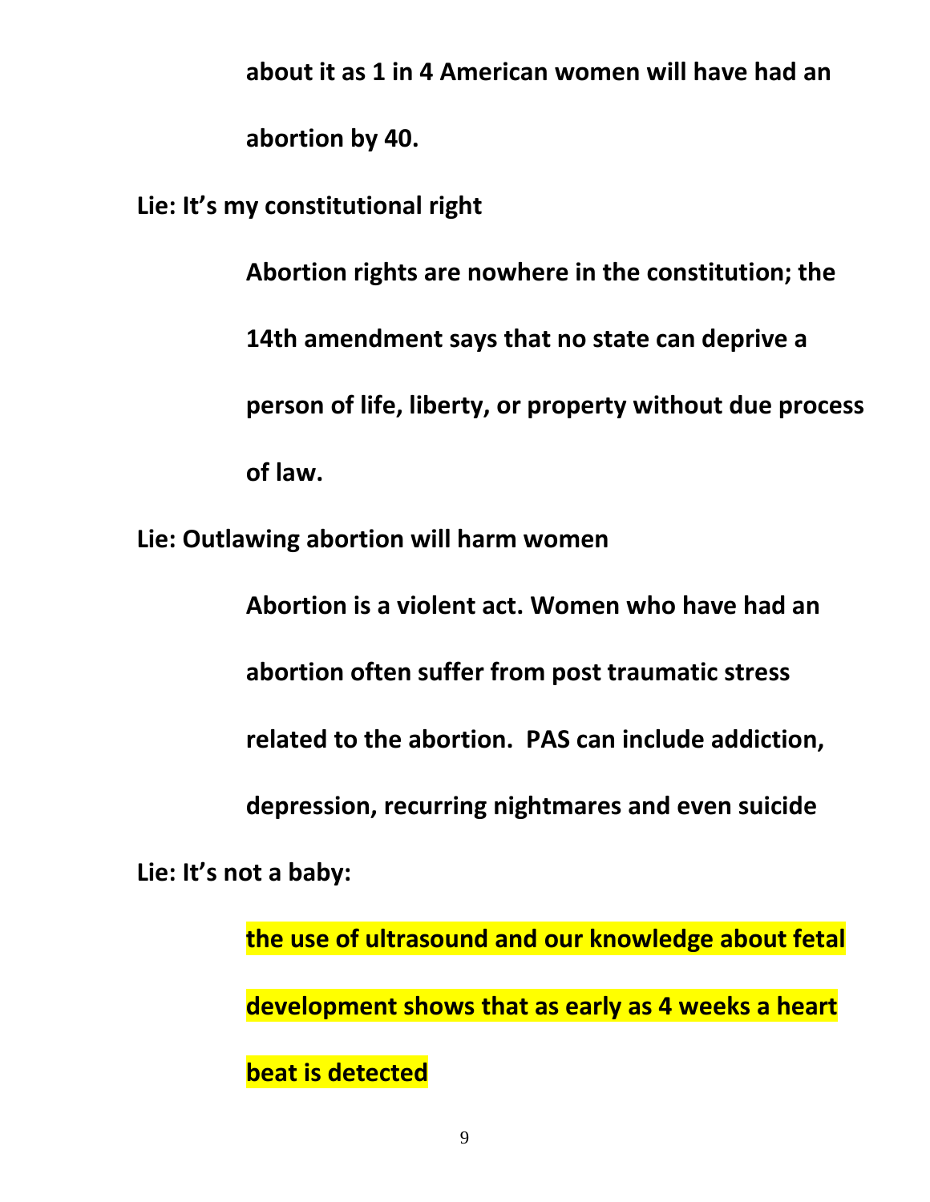**about it as 1 in 4 American women will have had an abortion by 40.**

**Lie: It's my constitutional right**

**Abortion rights are nowhere in the constitution; the 14th amendment says that no state can deprive a person of life, liberty, or property without due process of law.**

**Lie: Outlawing abortion will harm women**

**Abortion is a violent act. Women who have had an abortion often suffer from post traumatic stress related to the abortion.  PAS can include addiction, depression, recurring nightmares and even suicide**

**Lie: It's not a baby:**

**the use of ultrasound and our knowledge about fetal development shows that as early as 4 weeks a heart beat is detected**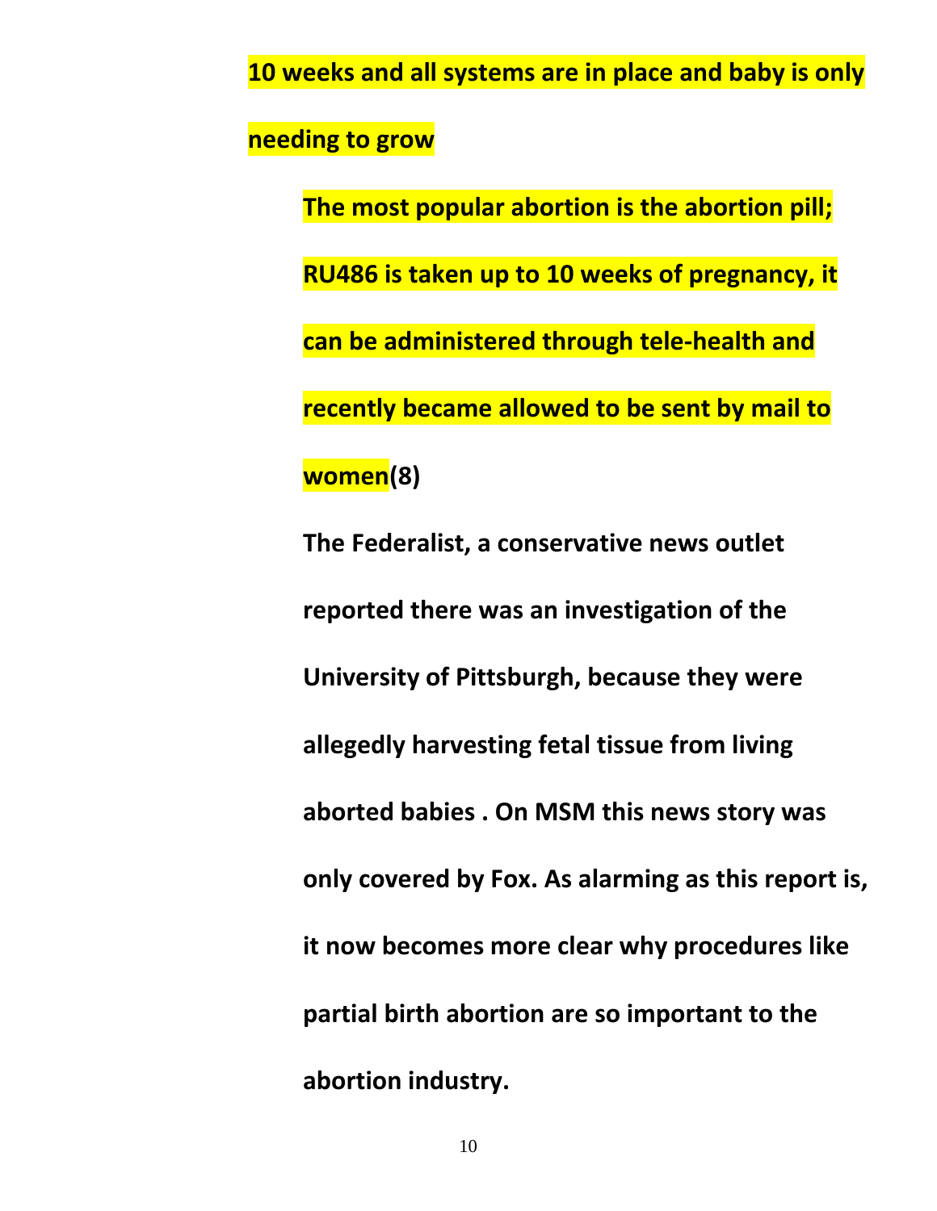**10 weeks and all systems are in place and baby is only needing to grow**

**The most popular abortion is the abortion pill; RU486 is taken up to 10 weeks of pregnancy, it can be administered through tele-health and recently became allowed to be sent by mail to women(8)**

**The Federalist, a conservative news outlet reported there was an investigation of the University of Pittsburgh, because they were allegedly harvesting fetal tissue from living aborted babies . On MSM this news story was only covered by Fox. As alarming as this report is, it now becomes more clear why procedures like partial birth abortion are so important to the abortion industry.**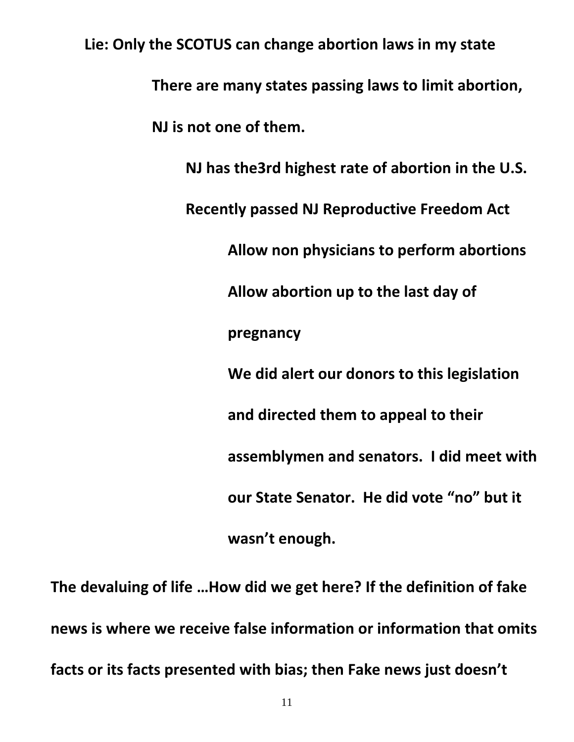**Lie: Only the SCOTUS can change abortion laws in my state**

- **There are many states passing laws to limit abortion, NJ is not one of them.**
  - **NJ has the3rd highest rate of abortion in the U.S.**
  - **Recently passed NJ Reproductive Freedom Act**
    - **Allow non physicians to perform abortions**
    - **Allow abortion up to the last day of pregnancy**
    - **We did alert our donors to this legislation and directed them to appeal to their assemblymen and senators. I did meet with our State Senator. He did vote "no" but it wasn't enough.**

**The devaluing of life …How did we get here? If the definition of fake news is where we receive false information or information that omits facts or its facts presented with bias; then Fake news just doesn't**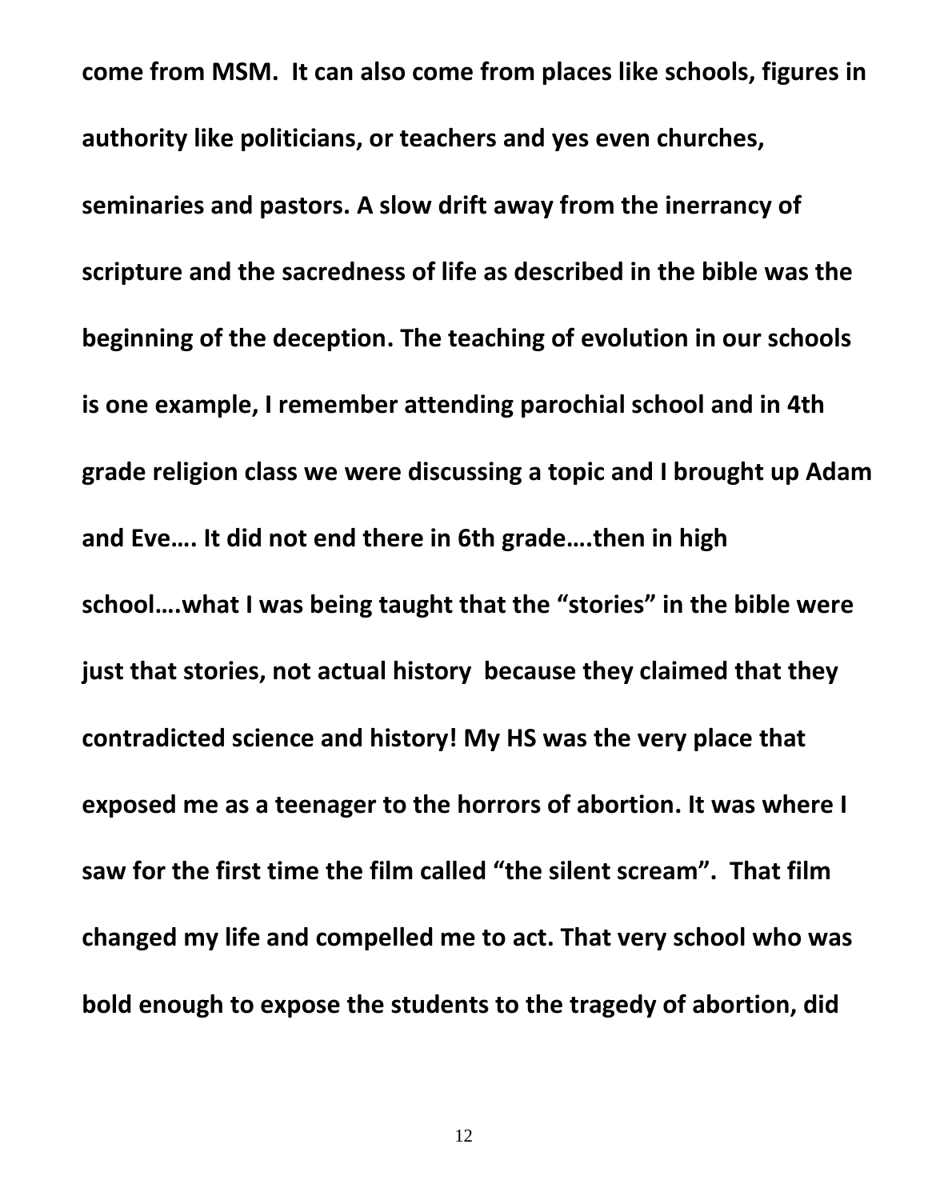**come from MSM. It can also come from places like schools, figures in authority like politicians, or teachers and yes even churches, seminaries and pastors. A slow drift away from the inerrancy of scripture and the sacredness of life as described in the bible was the beginning of the deception. The teaching of evolution in our schools is one example, I remember attending parochial school and in 4th grade religion class we were discussing a topic and I brought up Adam and Eve…. It did not end there in 6th grade….then in high school….what I was being taught that the "stories" in the bible were just that stories, not actual history because they claimed that they contradicted science and history! My HS was the very place that exposed me as a teenager to the horrors of abortion. It was where I saw for the first time the film called "the silent scream". That film changed my life and compelled me to act. That very school who was bold enough to expose the students to the tragedy of abortion, did**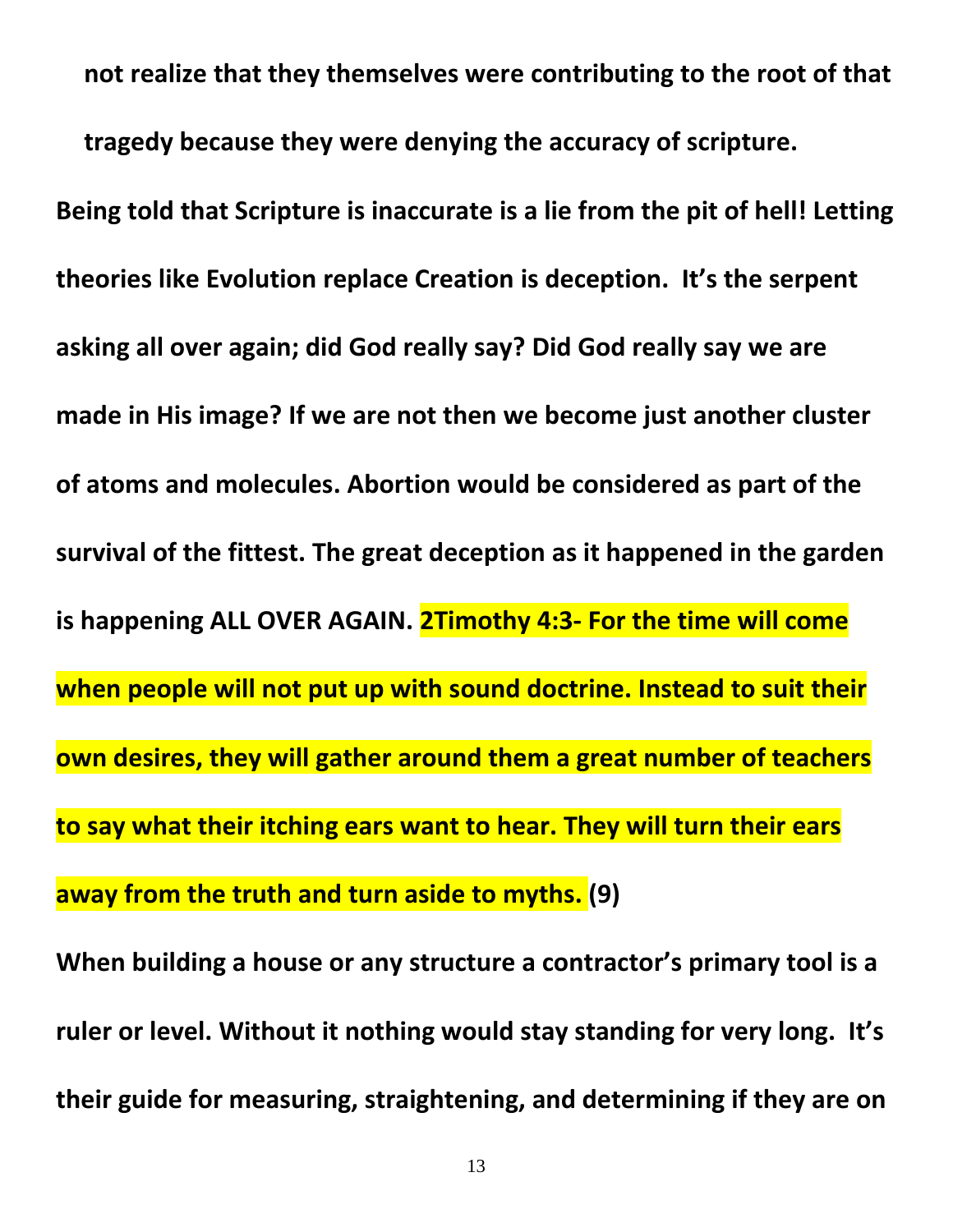**not realize that they themselves were contributing to the root of that tragedy because they were denying the accuracy of scripture.**

**Being told that Scripture is inaccurate is a lie from the pit of hell! Letting theories like Evolution replace Creation is deception. It's the serpent asking all over again; did God really say? Did God really say we are made in His image? If we are not then we become just another cluster of atoms and molecules. Abortion would be considered as part of the survival of the fittest. The great deception as it happened in the garden is happening ALL OVER AGAIN. 2Timothy 4:3- For the time will come when people will not put up with sound doctrine. Instead to suit their own desires, they will gather around them a great number of teachers to say what their itching ears want to hear. They will turn their ears away from the truth and turn aside to myths. (9)**

**When building a house or any structure a contractor's primary tool is a ruler or level. Without it nothing would stay standing for very long. It's their guide for measuring, straightening, and determining if they are on**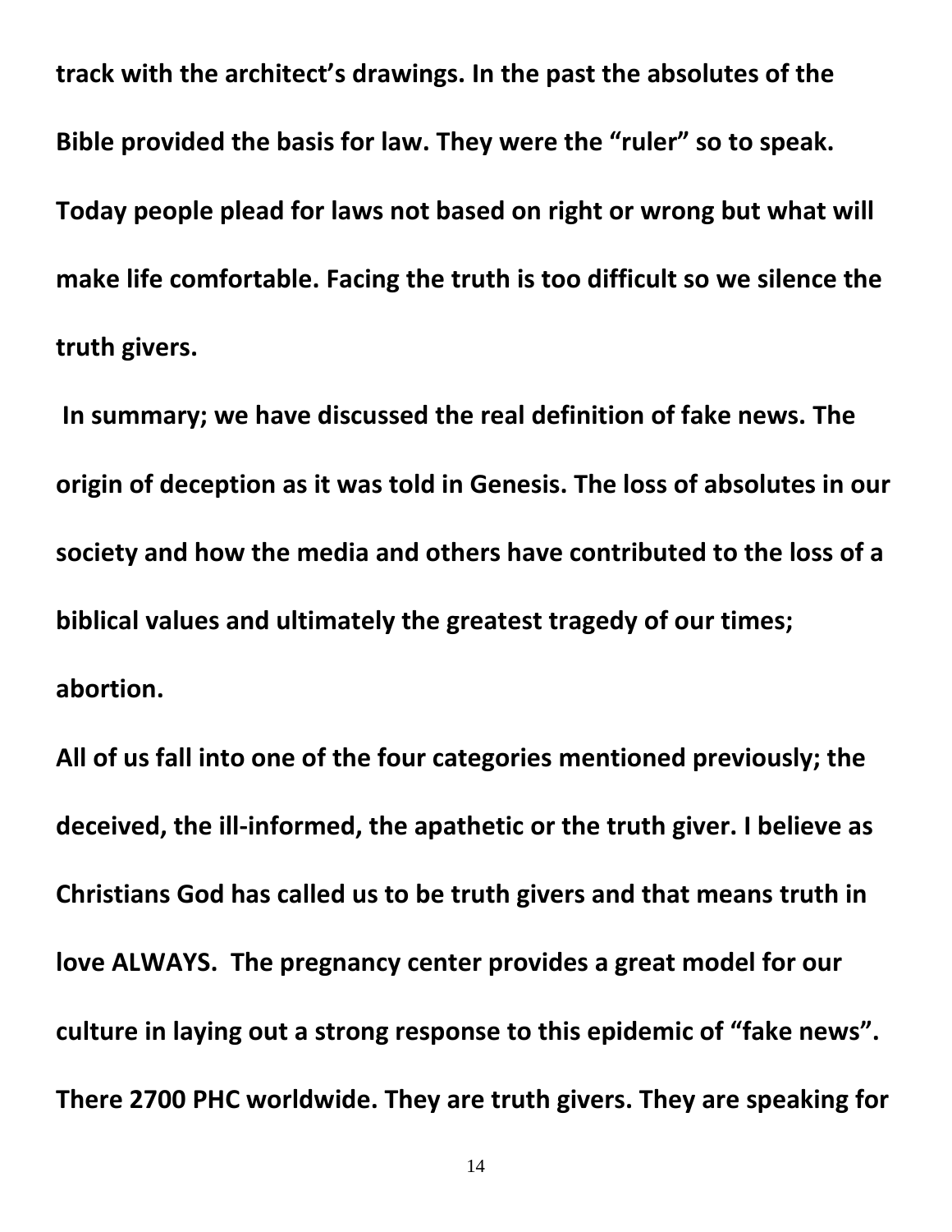**track with the architect's drawings. In the past the absolutes of the Bible provided the basis for law. They were the "ruler" so to speak. Today people plead for laws not based on right or wrong but what will make life comfortable. Facing the truth is too difficult so we silence the truth givers.**

**In summary; we have discussed the real definition of fake news. The origin of deception as it was told in Genesis. The loss of absolutes in our society and how the media and others have contributed to the loss of a biblical values and ultimately the greatest tragedy of our times; abortion.**

**All of us fall into one of the four categories mentioned previously; the deceived, the ill-informed, the apathetic or the truth giver. I believe as Christians God has called us to be truth givers and that means truth in love ALWAYS. The pregnancy center provides a great model for our culture in laying out a strong response to this epidemic of "fake news". There 2700 PHC worldwide. They are truth givers. They are speaking for**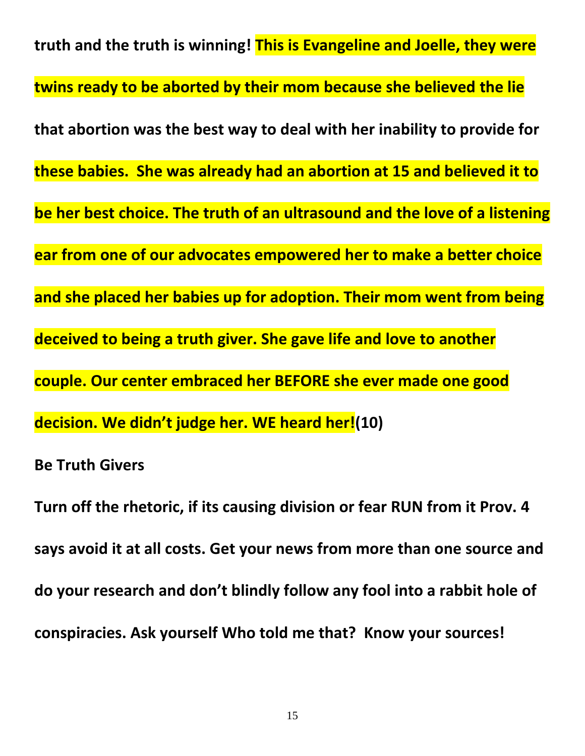**truth and the truth is winning! This is Evangeline and Joelle, they were twins ready to be aborted by their mom because she believed the lie that abortion was the best way to deal with her inability to provide for these babies. She was already had an abortion at 15 and believed it to be her best choice. The truth of an ultrasound and the love of a listening ear from one of our advocates empowered her to make a better choice and she placed her babies up for adoption. Their mom went from being deceived to being a truth giver. She gave life and love to another couple. Our center embraced her BEFORE she ever made one good decision. We didn't judge her. WE heard her!(10)**

**Be Truth Givers**

**Turn off the rhetoric, if its causing division or fear RUN from it Prov. 4 says avoid it at all costs. Get your news from more than one source and do your research and don't blindly follow any fool into a rabbit hole of conspiracies. Ask yourself Who told me that? Know your sources!**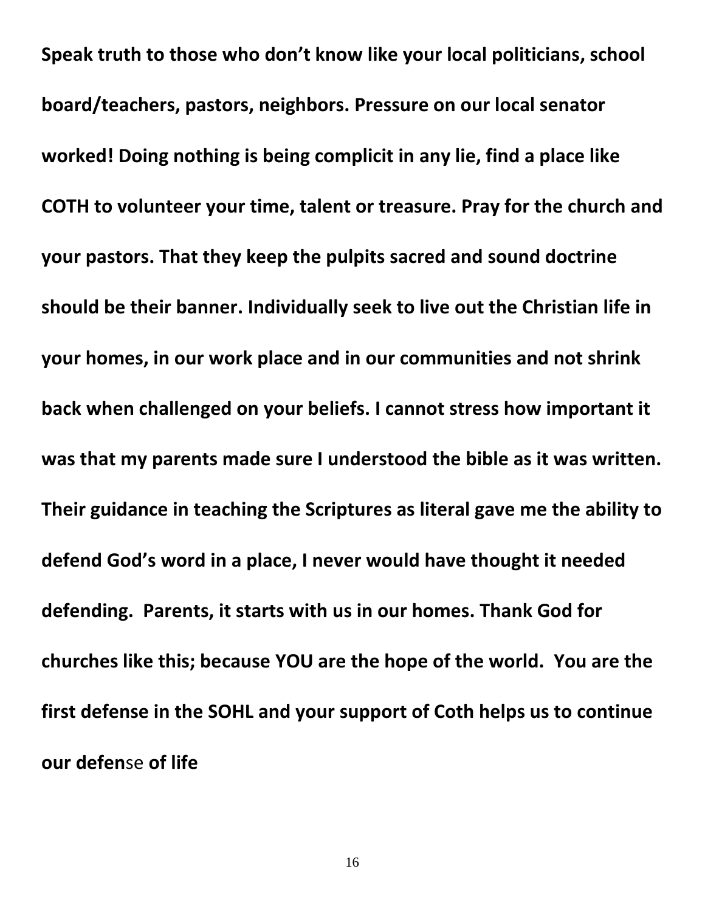**Speak truth to those who don't know like your local politicians, school board/teachers, pastors, neighbors. Pressure on our local senator worked! Doing nothing is being complicit in any lie, find a place like COTH to volunteer your time, talent or treasure. Pray for the church and your pastors. That they keep the pulpits sacred and sound doctrine should be their banner. Individually seek to live out the Christian life in your homes, in our work place and in our communities and not shrink back when challenged on your beliefs. I cannot stress how important it was that my parents made sure I understood the bible as it was written. Their guidance in teaching the Scriptures as literal gave me the ability to defend God's word in a place, I never would have thought it needed defending. Parents, it starts with us in our homes. Thank God for churches like this; because YOU are the hope of the world. You are the first defense in the SOHL and your support of Coth helps us to continue our defen**se **of life**